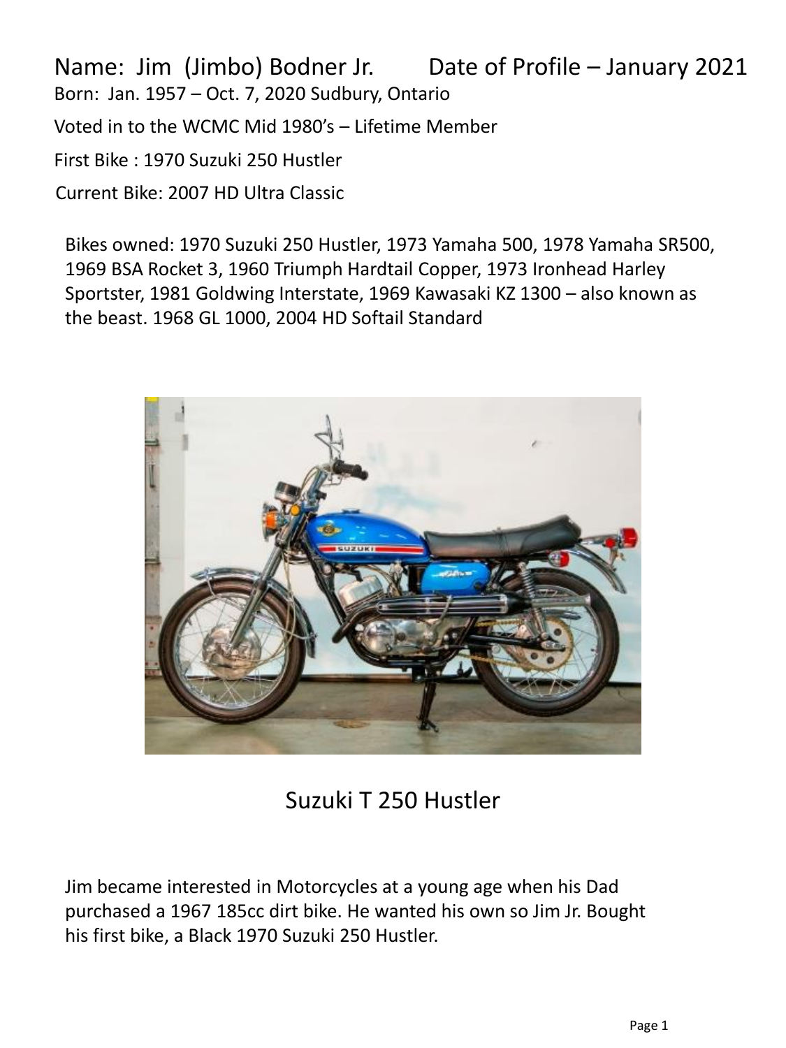Name: Jim (Jimbo) Bodner Jr. Date of Profile – January 2021

Born: Jan. 1957 – Oct. 7, 2020 Sudbury, Ontario

Voted in to the WCMC Mid 1980's – Lifetime Member

First Bike : 1970 Suzuki 250 Hustler

Current Bike: 2007 HD Ultra Classic

Bikes owned: 1970 Suzuki 250 Hustler, 1973 Yamaha 500, 1978 Yamaha SR500, 1969 BSA Rocket 3, 1960 Triumph Hardtail Copper, 1973 Ironhead Harley Sportster, 1981 Goldwing Interstate, 1969 Kawasaki KZ 1300 – also known as the beast. 1968 GL 1000, 2004 HD Softail Standard

Suzuki T 250 Hustler

Jim became interested in Motorcycles at a young age when his Dad purchased a 1967 185cc dirt bike. He wanted his own so Jim Jr. Bought his first bike, a Black 1970 Suzuki 250 Hustler.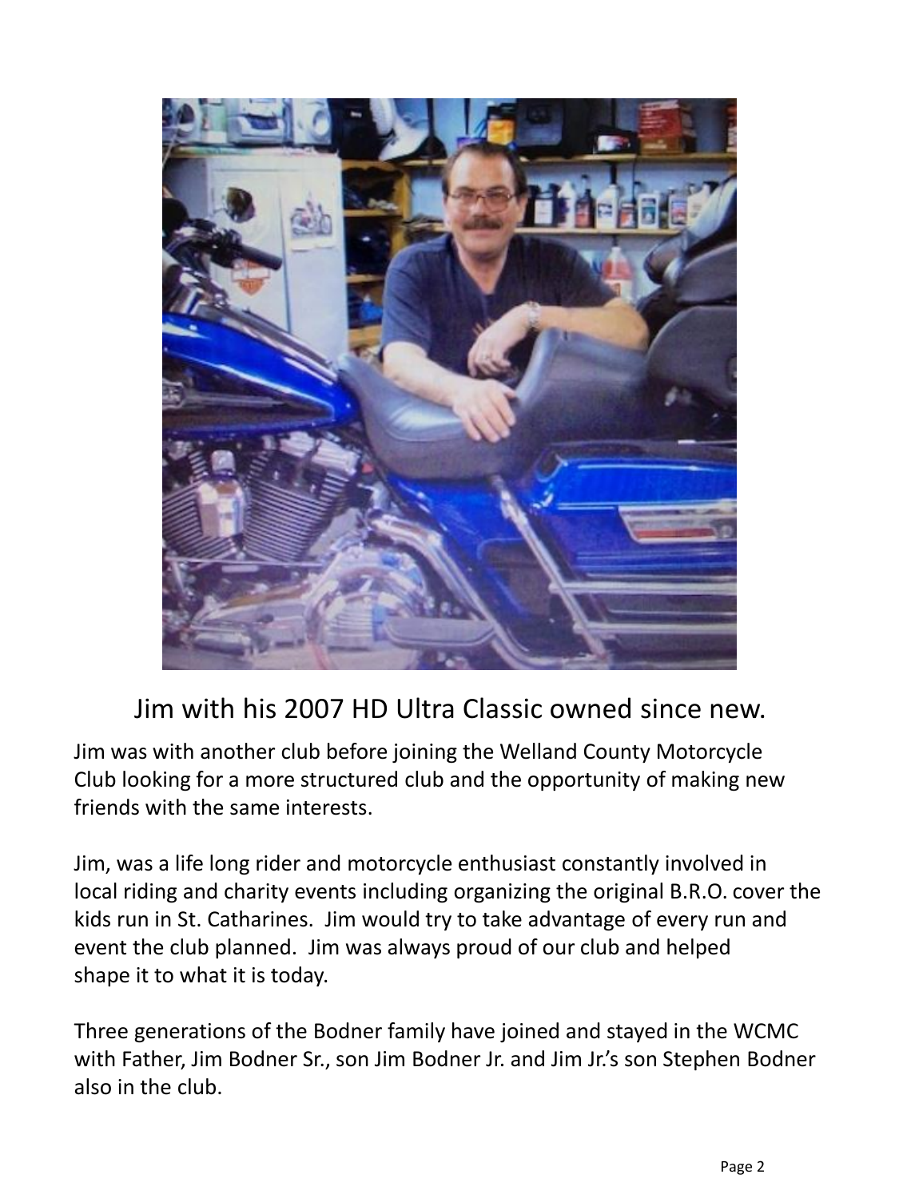Jim with his 2007 HD Ultra Classic owned since new.

Jim was with another club before joining the Welland County Motorcycle Club looking for a more structured club and the opportunity of making new friends with the same interests.

Jim, was a life long rider and motorcycle enthusiast constantly involved in local riding and charity events including organizing the original B.R.O. cover the kids run in St. Catharines. Jim would try to take advantage of every run and event the club planned. Jim was always proud of our club and helped shape it to what it is today.

Three generations of the Bodner family have joined and stayed in the WCMC with Father, Jim Bodner Sr., son Jim Bodner Jr. and Jim Jr.'s son Stephen Bodner also in the club.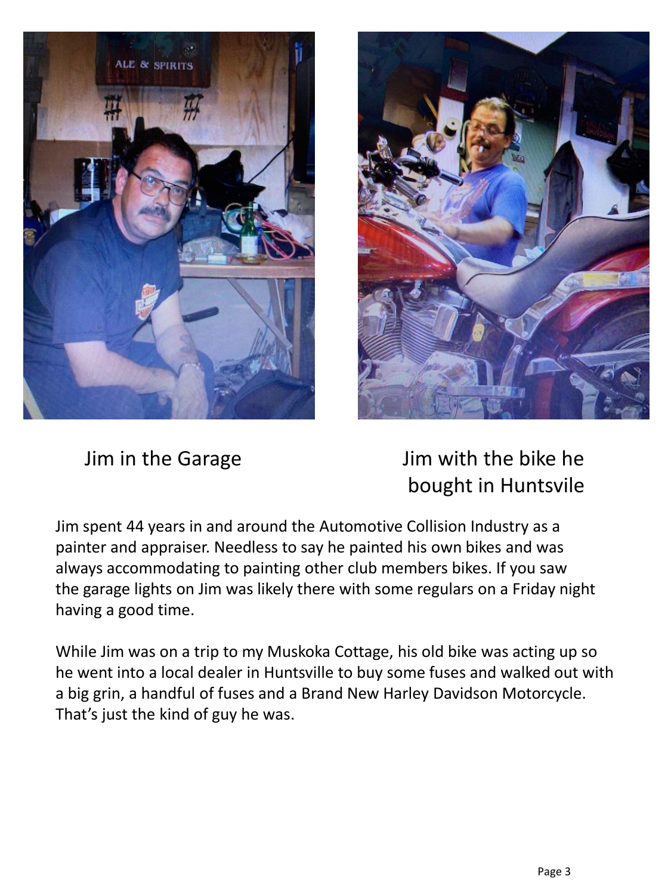Jim in the Garage

Jim with the bike he bought in Huntsvile

Jim spent 44 years in and around the Automotive Collision Industry as a painter and appraiser. Needless to say he painted his own bikes and was always accommodating to painting other club members bikes. If you saw the garage lights on Jim was likely there with some regulars on a Friday night having a good time.

While Jim was on a trip to my Muskoka Cottage, his old bike was acting up so he went into a local dealer in Huntsville to buy some fuses and walked out with a big grin, a handful of fuses and a Brand New Harley Davidson Motorcycle. That's just the kind of guy he was.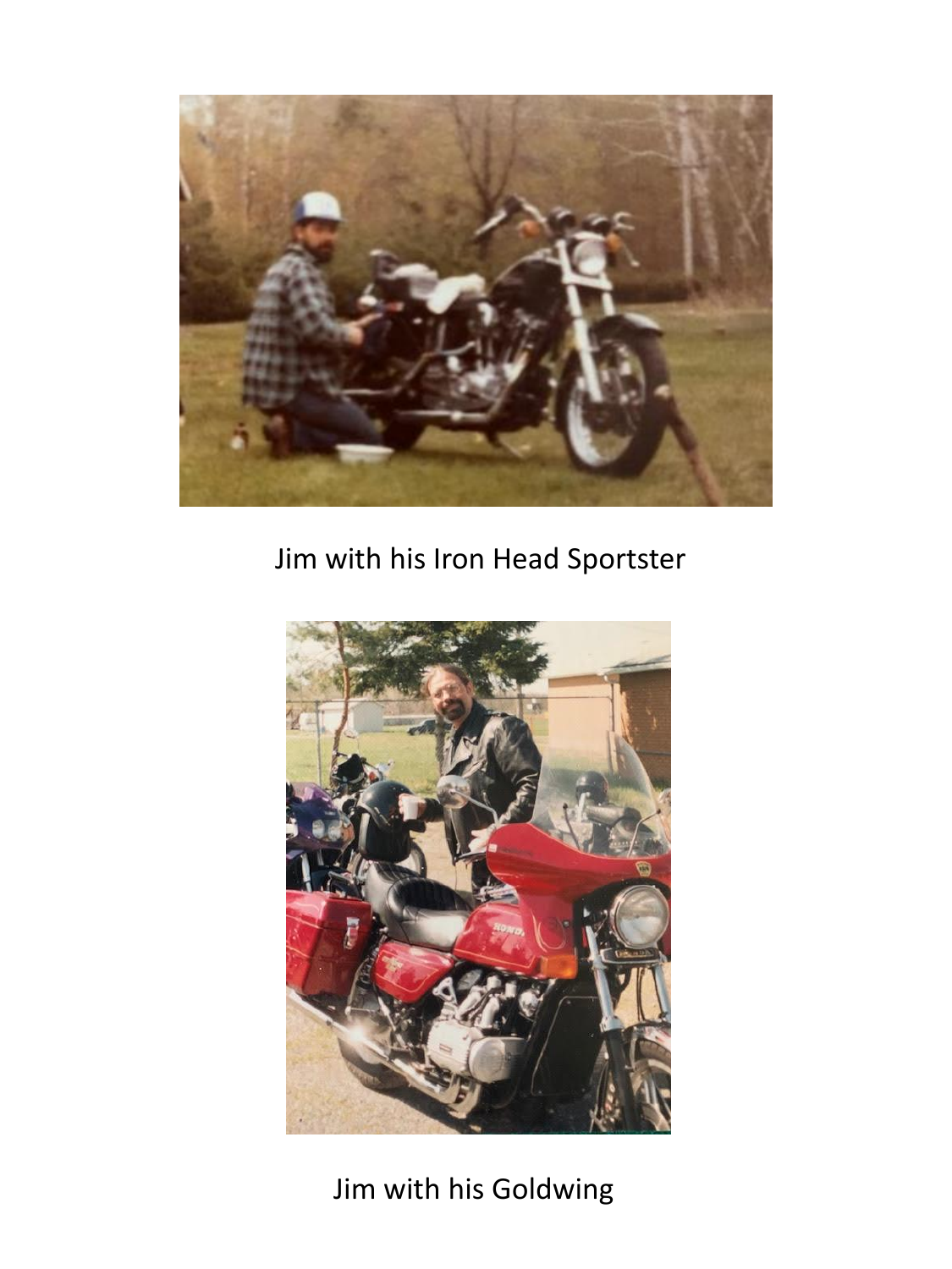Jim with his Iron Head Sportster

Jim with his Goldwing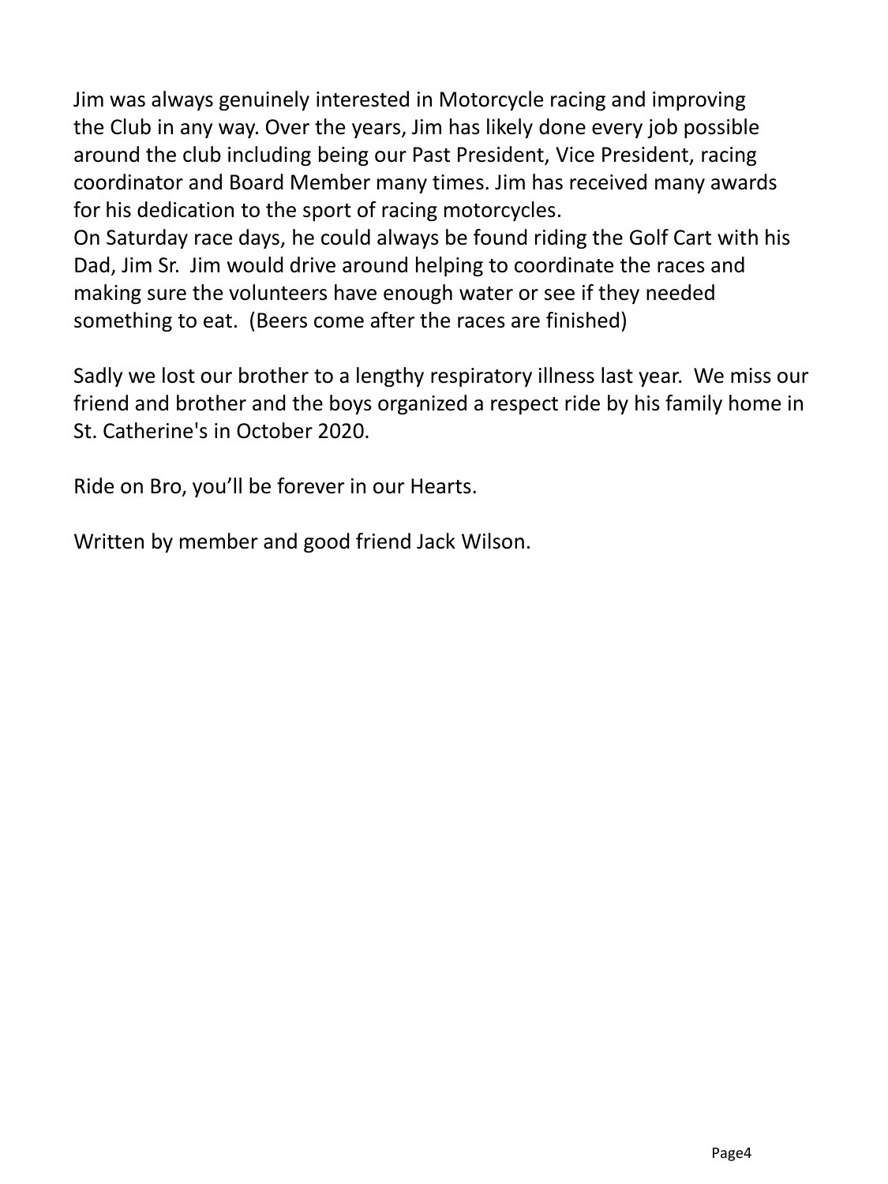Jim was always genuinely interested in Motorcycle racing and improving the Club in any way. Over the years, Jim has likely done every job possible around the club including being our Past President, Vice President, racing coordinator and Board Member many times. Jim has received many awards for his dedication to the sport of racing motorcycles.
On Saturday race days, he could always be found riding the Golf Cart with his Dad, Jim Sr.  Jim would drive around helping to coordinate the races and making sure the volunteers have enough water or see if they needed something to eat.  (Beers come after the races are finished)

Sadly we lost our brother to a lengthy respiratory illness last year.  We miss our friend and brother and the boys organized a respect ride by his family home in St. Catherine's in October 2020.

Ride on Bro, you'll be forever in our Hearts.

Written by member and good friend Jack Wilson.